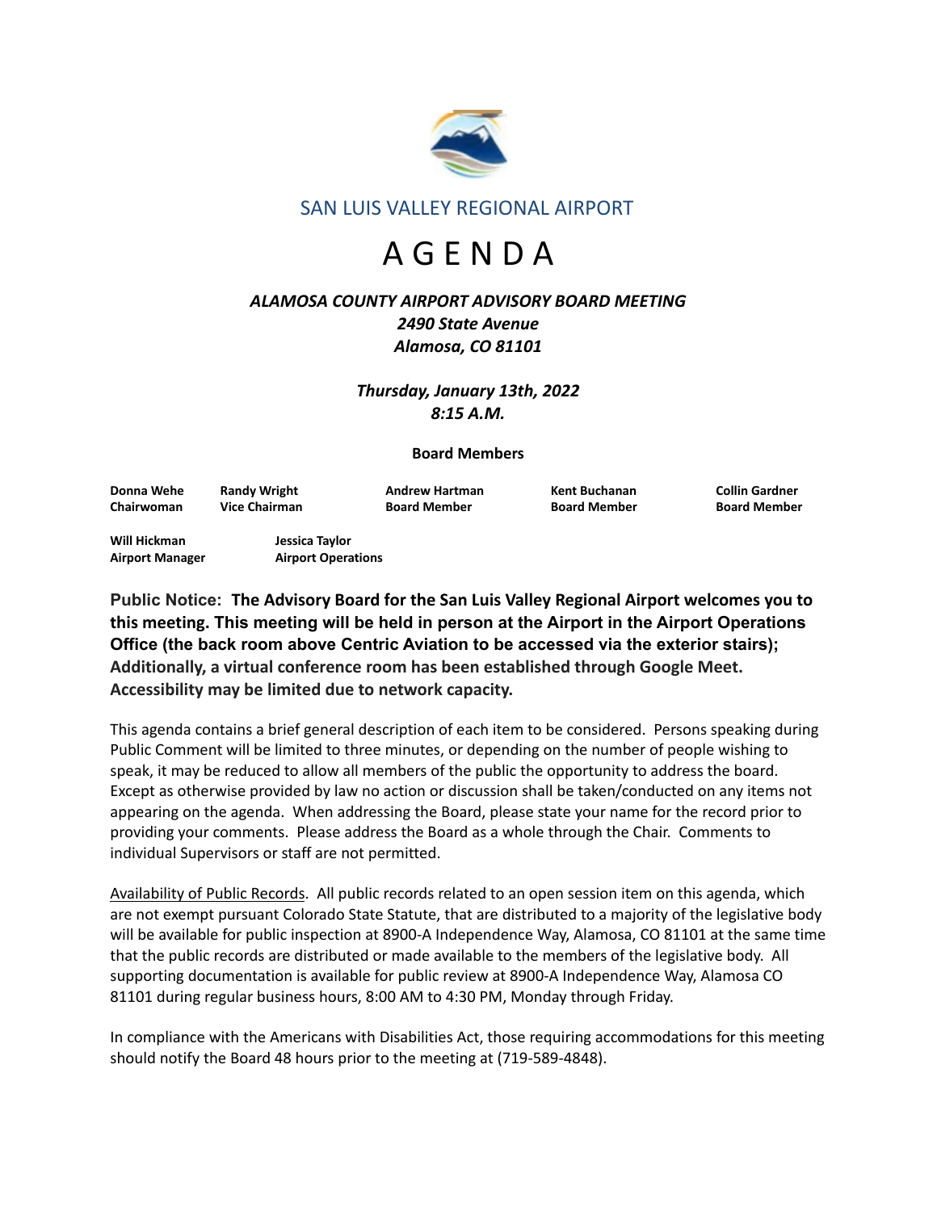SAN LUIS VALLEY REGIONAL AIRPORT

# A G E N D A

***ALAMOSA COUNTY AIRPORT ADVISORY BOARD MEETING***
***2490 State Avenue***
***Alamosa, CO 81101***

***Thursday, January 13th, 2022***
***8:15 A.M.***

**Board Members**

| **Donna Wehe** | **Randy Wright** | **Andrew Hartman** | **Kent Buchanan** | **Collin Gardner** |
|---|---|---|---|---|
| **Chairwoman** | **Vice Chairman** | **Board Member** | **Board Member** | **Board Member** |

| **Will Hickman** | **Jessica Taylor** |
|---|---|
| **Airport Manager** | **Airport Operations** |

**Public Notice: The Advisory Board for the San Luis Valley Regional Airport welcomes you to this meeting. This meeting will be held in person at the Airport in the Airport Operations Office (the back room above Centric Aviation to be accessed via the exterior stairs); Additionally, a virtual conference room has been established through Google Meet. Accessibility may be limited due to network capacity.**

This agenda contains a brief general description of each item to be considered. Persons speaking during Public Comment will be limited to three minutes, or depending on the number of people wishing to speak, it may be reduced to allow all members of the public the opportunity to address the board. Except as otherwise provided by law no action or discussion shall be taken/conducted on any items not appearing on the agenda. When addressing the Board, please state your name for the record prior to providing your comments. Please address the Board as a whole through the Chair. Comments to individual Supervisors or staff are not permitted.

Availability of Public Records. All public records related to an open session item on this agenda, which are not exempt pursuant Colorado State Statute, that are distributed to a majority of the legislative body will be available for public inspection at 8900-A Independence Way, Alamosa, CO 81101 at the same time that the public records are distributed or made available to the members of the legislative body. All supporting documentation is available for public review at 8900-A Independence Way, Alamosa CO 81101 during regular business hours, 8:00 AM to 4:30 PM, Monday through Friday.

In compliance with the Americans with Disabilities Act, those requiring accommodations for this meeting should notify the Board 48 hours prior to the meeting at (719-589-4848).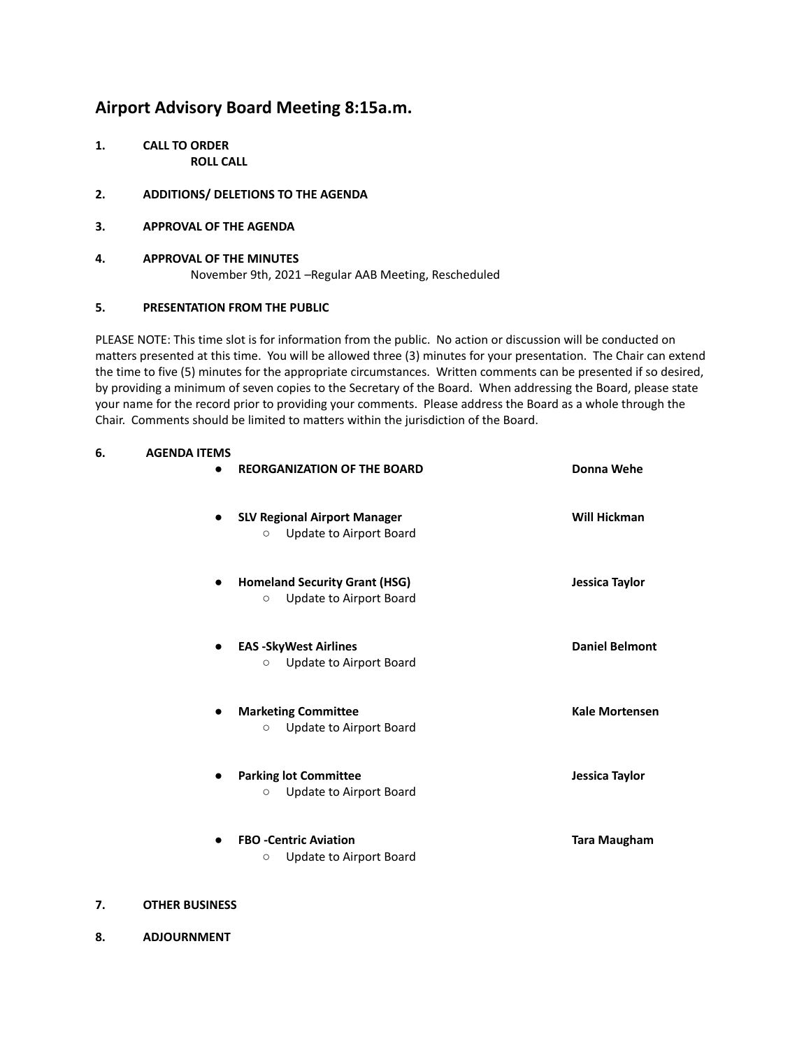# Airport Advisory Board Meeting 8:15a.m.

1. **CALL TO ORDER**
   **ROLL CALL**

2. **ADDITIONS/ DELETIONS TO THE AGENDA**

3. **APPROVAL OF THE AGENDA**

4. **APPROVAL OF THE MINUTES**
   November 9th, 2021 –Regular AAB Meeting, Rescheduled

5. **PRESENTATION FROM THE PUBLIC**

PLEASE NOTE: This time slot is for information from the public. No action or discussion will be conducted on matters presented at this time. You will be allowed three (3) minutes for your presentation. The Chair can extend the time to five (5) minutes for the appropriate circumstances. Written comments can be presented if so desired, by providing a minimum of seven copies to the Secretary of the Board. When addressing the Board, please state your name for the record prior to providing your comments. Please address the Board as a whole through the Chair. Comments should be limited to matters within the jurisdiction of the Board.

6. **AGENDA ITEMS**
   - **REORGANIZATION OF THE BOARD** — **Donna Wehe**
   - **SLV Regional Airport Manager** — **Will Hickman**
     - Update to Airport Board
   - **Homeland Security Grant (HSG)** — **Jessica Taylor**
     - Update to Airport Board
   - **EAS -SkyWest Airlines** — **Daniel Belmont**
     - Update to Airport Board
   - **Marketing Committee** — **Kale Mortensen**
     - Update to Airport Board
   - **Parking lot Committee** — **Jessica Taylor**
     - Update to Airport Board
   - **FBO -Centric Aviation** — **Tara Maugham**
     - Update to Airport Board

7. **OTHER BUSINESS**

8. **ADJOURNMENT**